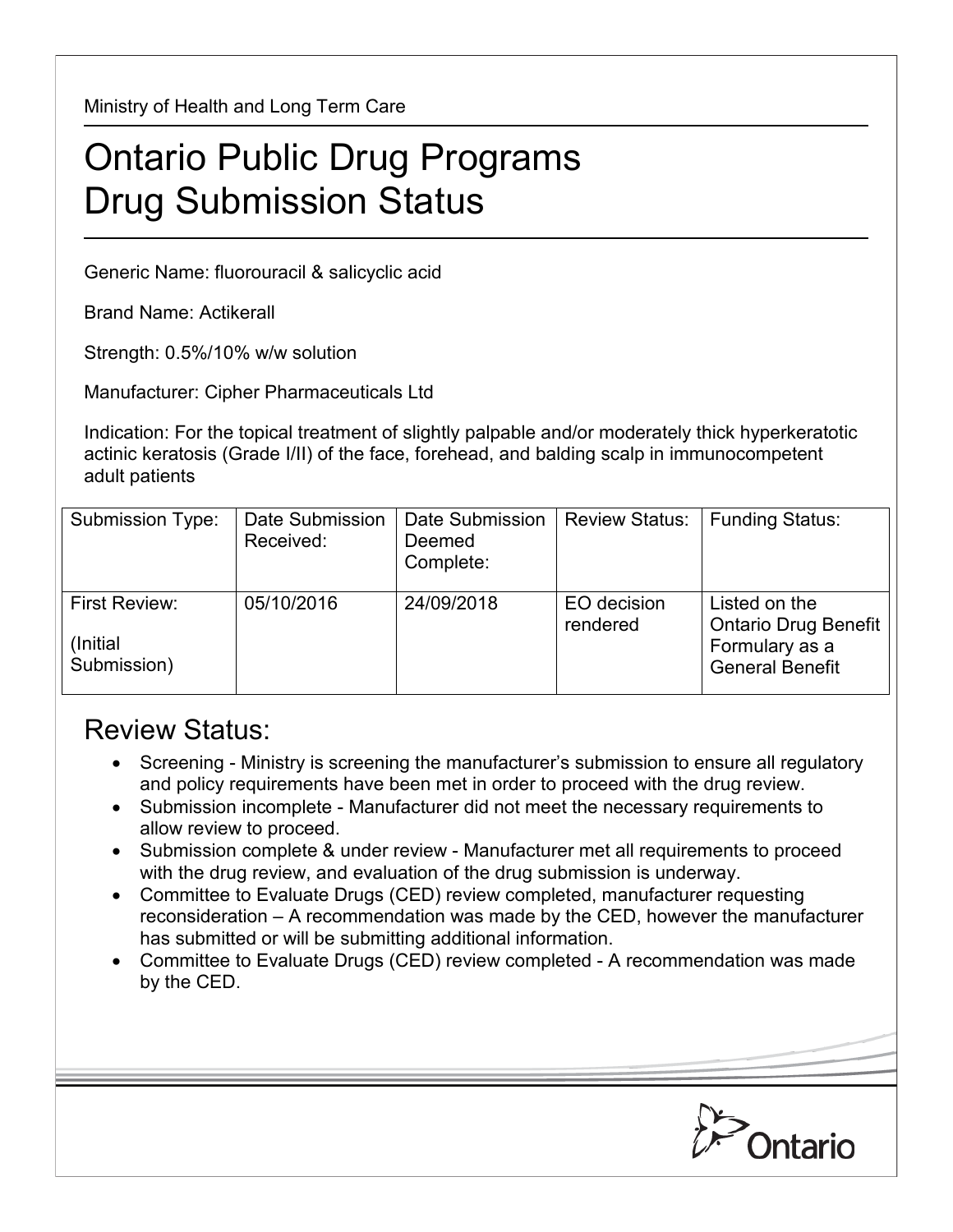Ministry of Health and Long Term Care

# Ontario Public Drug Programs
# Drug Submission Status

Generic Name: fluorouracil & salicyclic acid

Brand Name: Actikerall

Strength: 0.5%/10% w/w solution

Manufacturer: Cipher Pharmaceuticals Ltd

Indication: For the topical treatment of slightly palpable and/or moderately thick hyperkeratotic actinic keratosis (Grade I/II) of the face, forehead, and balding scalp in immunocompetent adult patients

| Submission Type: | Date Submission Received: | Date Submission Deemed Complete: | Review Status: | Funding Status: |
|---|---|---|---|---|
| First Review: (Initial Submission) | 05/10/2016 | 24/09/2018 | EO decision rendered | Listed on the Ontario Drug Benefit Formulary as a General Benefit |

## Review Status:

- Screening - Ministry is screening the manufacturer's submission to ensure all regulatory and policy requirements have been met in order to proceed with the drug review.
- Submission incomplete - Manufacturer did not meet the necessary requirements to allow review to proceed.
- Submission complete & under review - Manufacturer met all requirements to proceed with the drug review, and evaluation of the drug submission is underway.
- Committee to Evaluate Drugs (CED) review completed, manufacturer requesting reconsideration – A recommendation was made by the CED, however the manufacturer has submitted or will be submitting additional information.
- Committee to Evaluate Drugs (CED) review completed - A recommendation was made by the CED.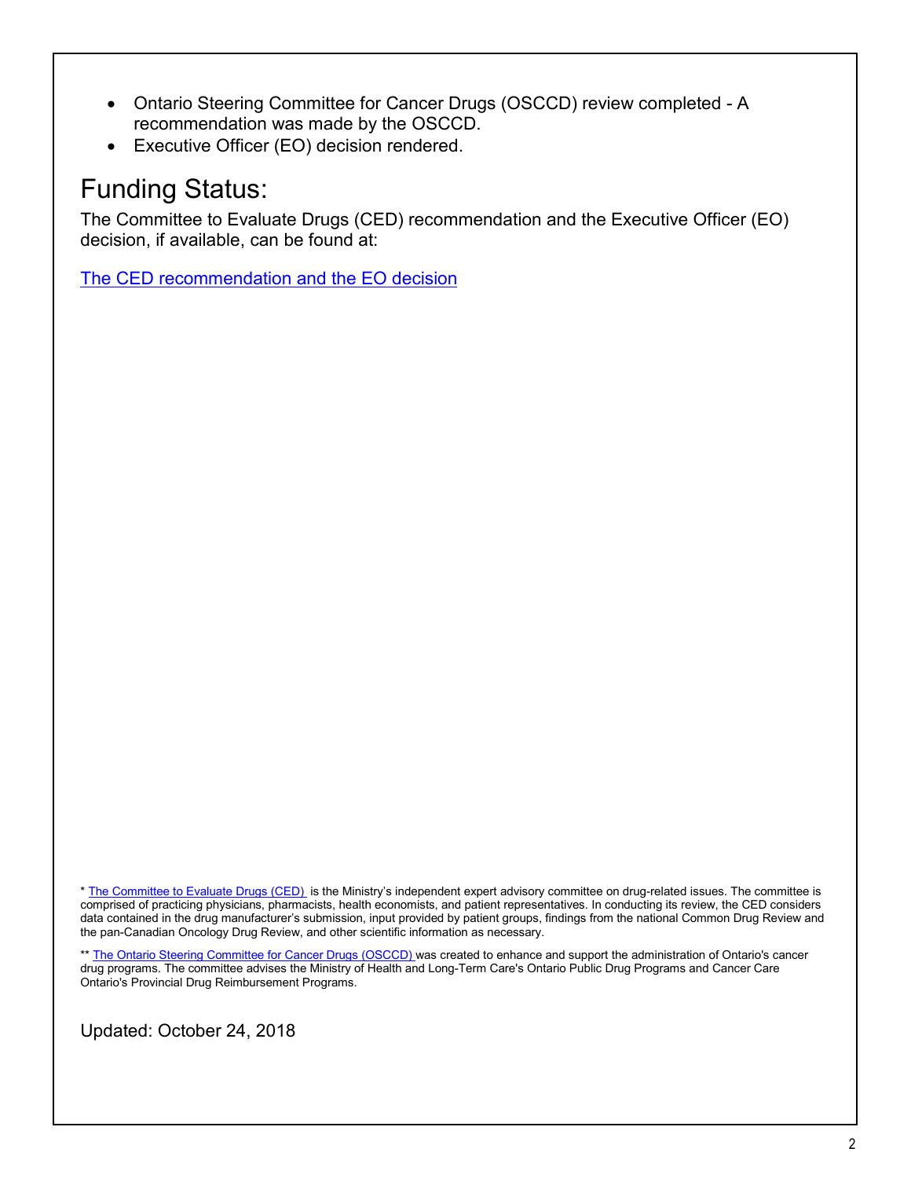- Ontario Steering Committee for Cancer Drugs (OSCCD) review completed - A recommendation was made by the OSCCD.
- Executive Officer (EO) decision rendered.

# Funding Status:

The Committee to Evaluate Drugs (CED) recommendation and the Executive Officer (EO) decision, if available, can be found at:

The CED recommendation and the EO decision

* The Committee to Evaluate Drugs (CED) is the Ministry's independent expert advisory committee on drug-related issues. The committee is comprised of practicing physicians, pharmacists, health economists, and patient representatives. In conducting its review, the CED considers data contained in the drug manufacturer's submission, input provided by patient groups, findings from the national Common Drug Review and the pan-Canadian Oncology Drug Review, and other scientific information as necessary.

** The Ontario Steering Committee for Cancer Drugs (OSCCD) was created to enhance and support the administration of Ontario's cancer drug programs. The committee advises the Ministry of Health and Long-Term Care's Ontario Public Drug Programs and Cancer Care Ontario's Provincial Drug Reimbursement Programs.

Updated: October 24, 2018